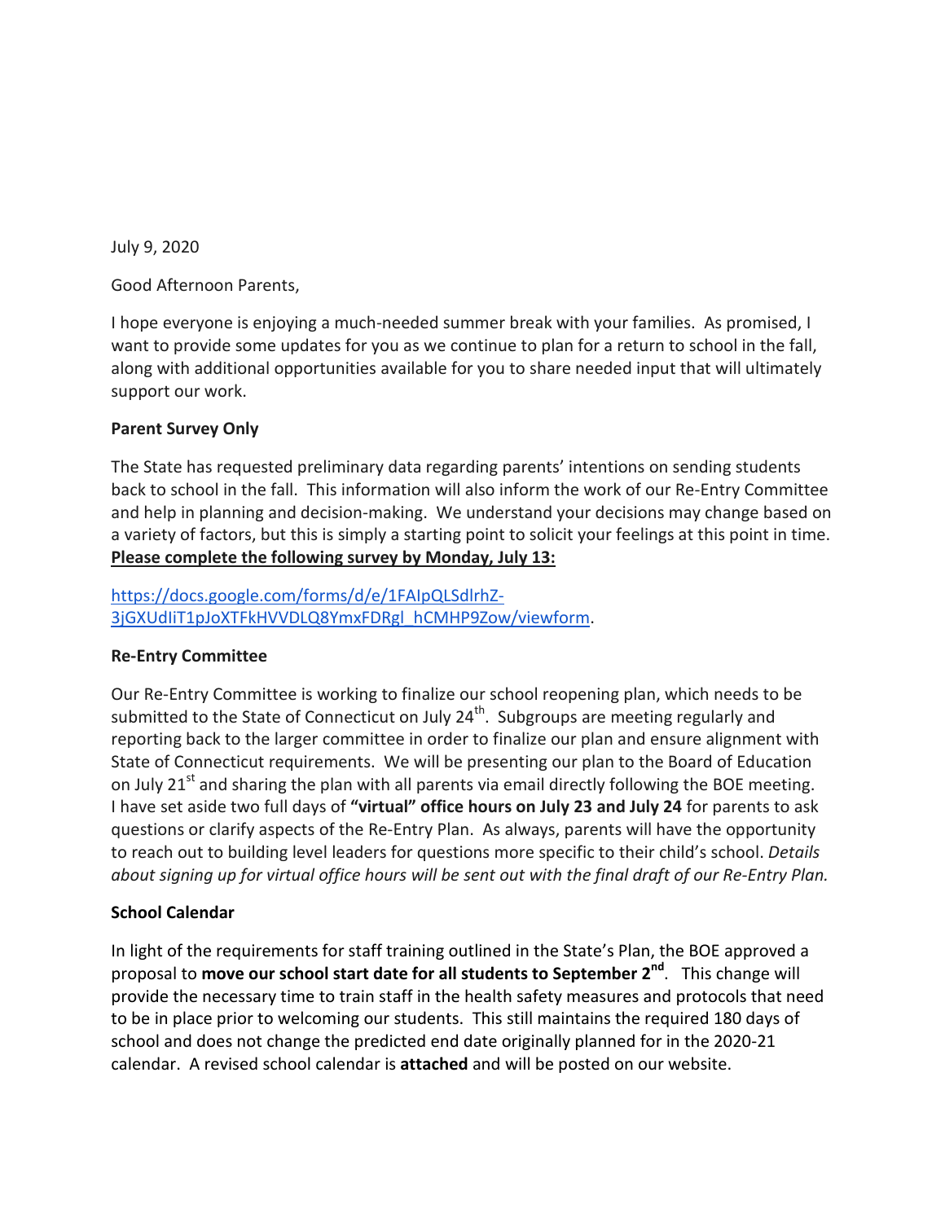July 9, 2020

Good Afternoon Parents,

I hope everyone is enjoying a much-needed summer break with your families. As promised, I want to provide some updates for you as we continue to plan for a return to school in the fall, along with additional opportunities available for you to share needed input that will ultimately support our work.

**Parent Survey Only**

The State has requested preliminary data regarding parents' intentions on sending students back to school in the fall. This information will also inform the work of our Re-Entry Committee and help in planning and decision-making. We understand your decisions may change based on a variety of factors, but this is simply a starting point to solicit your feelings at this point in time. **Please complete the following survey by Monday, July 13:**

https://docs.google.com/forms/d/e/1FAIpQLSdlrhZ-3jGXUdIiT1pJoXTFkHVVDLQ8YmxFDRgl_hCMHP9Zow/viewform.

**Re-Entry Committee**

Our Re-Entry Committee is working to finalize our school reopening plan, which needs to be submitted to the State of Connecticut on July 24th. Subgroups are meeting regularly and reporting back to the larger committee in order to finalize our plan and ensure alignment with State of Connecticut requirements. We will be presenting our plan to the Board of Education on July 21st and sharing the plan with all parents via email directly following the BOE meeting. I have set aside two full days of **"virtual" office hours on July 23 and July 24** for parents to ask questions or clarify aspects of the Re-Entry Plan. As always, parents will have the opportunity to reach out to building level leaders for questions more specific to their child's school. *Details about signing up for virtual office hours will be sent out with the final draft of our Re-Entry Plan.*

**School Calendar**

In light of the requirements for staff training outlined in the State's Plan, the BOE approved a proposal to **move our school start date for all students to September 2nd**. This change will provide the necessary time to train staff in the health safety measures and protocols that need to be in place prior to welcoming our students. This still maintains the required 180 days of school and does not change the predicted end date originally planned for in the 2020-21 calendar. A revised school calendar is **attached** and will be posted on our website.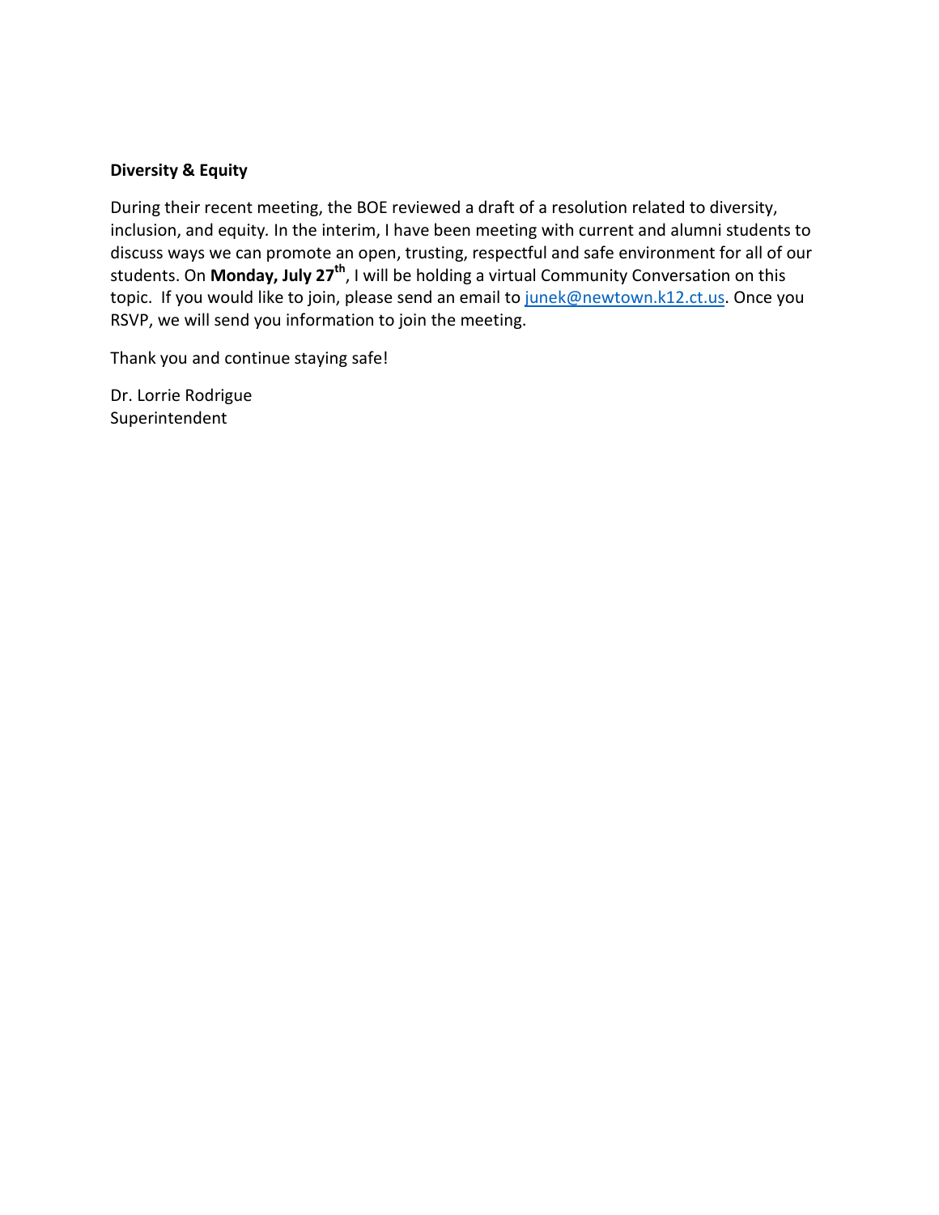**Diversity & Equity**

During their recent meeting, the BOE reviewed a draft of a resolution related to diversity, inclusion, and equity. In the interim, I have been meeting with current and alumni students to discuss ways we can promote an open, trusting, respectful and safe environment for all of our students. On **Monday, July 27th**, I will be holding a virtual Community Conversation on this topic. If you would like to join, please send an email to junek@newtown.k12.ct.us. Once you RSVP, we will send you information to join the meeting.

Thank you and continue staying safe!

Dr. Lorrie Rodrigue
Superintendent